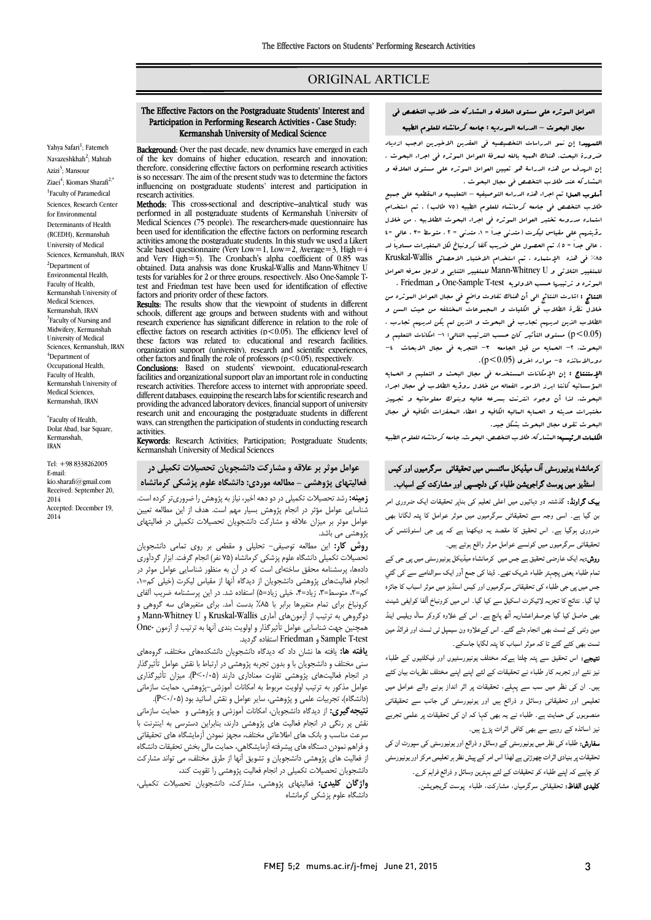ORIGINAL ARTICLE

# The Effective Factors on the Postgraduate Students' Interest and Participation in Performing Research Activities - Case Study: Kermanshah University of Medical Science

Yahya Safari[1]; Fatemeh Navazeshkhah[2]; Mahtab Azizi[3]; Mansour Ziaei[4]; Kiomars Sharafi[2,*]

[1]Faculty of Paramedical Sciences, Research Center for Environmental Determinants of Health (RCEDH), Kermanshah University of Medical Sciences, Kermanshah, IRAN
[2]Department of Environmental Health, Faculty of Health, Kermanshah University of Medical Sciences, Kermanshah, IRAN
[3]Faculty of Nursing and Midwifery, Kermanshah University of Medical Sciences, Kermanshah, IRAN
[4]Department of Occupational Health, Faculty of Health, Kermanshah University of Medical Sciences, Kermanshah, IRAN

[*]Faculty of Health, Dolat Abad, Isar Square, Kermanshah, IRAN

Tel: +98 8338262005
E-mail: kio.sharafi@gmail.com
Received: September 20, 2014
Accepted: December 19, 2014

**Background:** Over the past decade, new dynamics have emerged in each of the key domains of higher education, research and innovation; therefore, considering effective factors on performing research activities is so necessary. The aim of the present study was to determine the factors influencing on postgraduate students' interest and participation in research activities.

**Methods:** This cross-sectional and descriptive–analytical study was performed in all postgraduate students of Kermanshah University of Medical Sciences (75 people). The researchers-made questionnaire has been used for identification the effective factors on performing research activities among the postgraduate students. In this study we used a Likert Scale based questionnaire (Very Low=1, Low=2, Average=3, High=4 and Very High=5). The Cronbach's alpha coefficient of 0.85 was obtained. Data analysis was done Kruskal-Wallis and Mann-Whitney U tests for variables for 2 or three groups, respectively. Also One-Sample T-test and Friedman test have been used for identification of effective factors and priority order of these factors.

**Results:** The results show that the viewpoint of students in different schools, different age groups and between students with and without research experience has significant difference in relation to the role of effective factors on research activities ($p<0.05$). The efficiency level of these factors was related to: educational and research facilities, organization support (university), research and scientific experiences, other factors and finally the role of professors ($p<0.05$), respectively.

**Conclusions:** Based on students' viewpoint, educational-research facilities and organizational support play an important role in conducting research activities. Therefore access to internet with appropriate speed, different databases, equipping the research labs for scientific research and providing the advanced laboratory devices, financial support of university research unit and encouraging the postgraduate students in different ways, can strengthen the participation of students in conducting research activities.

**Keywords:** Research Activities; Participation; Postgraduate Students; Kermanshah University of Medical Sciences

## عوامل موثر بر علاقه و مشارکت دانشجویان تحصیلات تکمیلی در فعالیتهای پژوهشی – مطالعه موردی: دانشگاه علوم پزشکی کرمانشاه

**زمینه:** رشد تحصیلات تکمیلی در دو دهه اخیر، نیاز به پژوهش را ضروری‌تر کرده است. شناسایی عوامل مؤثر در انجام پژوهش بسیار مهم است. هدف از این مطالعه تعیین عوامل موثر بر میزان علاقه و مشارکت دانشجویان تحصیلات تکمیلی در فعالیتهای پژوهشی می باشد.

**روش کار:** این مطالعه توصیفی- تحلیلی و مقطعی بر روی تمامی دانشجویان تحصیلات تکمیلی دانشگاه علوم پزشکی کرمانشاه (۷۵ نفر) انجام گرفت. ابزار گردآوری داده‌ها، پرسشنامه محقق ساخته‌ای است که در آن به منظور شناسایی عوامل موثر در انجام فعالیت‌های پژوهشی دانشجویان از دیدگاه آنها از مقیاس لیکرت (خیلی کم=۱، کم=۲، متوسط=۳، زیاد=۴، خیلی زیاد=۵) استفاده شد. در این پرسشنامه ضریب آلفای کرونباخ برای تمام متغیرها برابر با ۸۵٪ بدست آمد. برای متغیرهای سه گروهی و دوگروهی به ترتیب از آزمون‌های آماری Kruskal-Wallis و Mann-Whitney U و همچنین جهت شناسایی عوامل تأثیرگذار و اولویت بندی آنها به ترتیب از آزمون One-Sample T-test و Friedman استفاده گردید.

**یافته ها:** یافته ها نشان داد که دیدگاه دانشجویان دانشکده‌های مختلف، گروههای سنی مختلف و دانشجویان با و بدون تجربه پژوهشی در ارتباط با نقش عوامل تأثیرگذار در انجام فعالیتهای پژوهشی تفاوت معناداری دارند (P<۰/۰۵). میزان تأثیرگذاری عوامل مذکور به ترتیب اولویت مربوط به امکانات آموزشی–پژوهشی، حمایت سازمانی (دانشگاه)، تجربیات علمی و پژوهشی، سایر عوامل و نقش اساتید بود (P<۰/۰۵).

**نتیجه‌گیری:** از دیدگاه دانشجویان، امکانات آموزشی و پژوهشی و حمایت سازمانی نقش پر رنگی در انجام فعالیت های پژوهشی دارند، بنابراین دسترسی به اینترنت با سرعت مناسب و بانک های اطلاعاتی مختلف، مجهز نمودن آزمایشگاه های تحقیقاتی و فراهم نمودن دستگاه های پیشرفته آزمایشگاهی، حمایت مالی بخش تحقیقات دانشگاه از فعالیت های پژوهشی دانشجویان و تشویق آنها از طرق مختلف، می تواند مشارکت دانشجویان تحصیلات تکمیلی در انجام فعالیت پژوهشی را تقویت کند.

**واژگان کلیدی:** فعالیتهای پژوهشی، مشارکت، دانشجویان تحصیلات تکمیلی، دانشگاه علوم پزشکی کرمانشاه

## العوامل الموثره علی مستوی العلاقه و المشارکه عند طلاب التخصص فی مجال البحوث – الدراسه المورديه : جامعه کرمانشاه للعلوم الطبيه

**التمهيد:** إن نمو الدراسات التخصصيه فی العقدين الاخيرين اوجب ازدياد ضرورة البحث، هنالك اهميه بالغه لمعرفة العوامل الموثره فی اجراء البحوث . إن الهدف من هذه الدراسة هو تعيين العوامل الموثره علی مستوی العلاقه و المشارکه عند طلاب التخصص فی مجال البحوث .

**أسلوب العمل:** تم اجراء هذه الدراسه التوصيفيه – التحليليه و المقطعيه علی جميع طلاب التخصص فی جامعه کرمانشاه للعلوم الطبيه (۷۵ طالب) . ثم استخدام استماره مدروسه تختبر العوامل الموثره فی اجراء البحوث الطلابيه . من خلال رؤيتهم علی مقياس ليکرت (متدنی جداً = ۱، متدنی = ۲ ، متوسط =۳ ، عالی =٤ ، عالی جدا = ٥). تم الحصول علی ضريب آلفا کرونباخ لکل المتغيرات مساويا لـ ۸٥٪ فی هذه الإستماره . تم استخدام الاختبار الاحصائی Kruskal-Wallis للمتغير الثلاثی و Mann-Whitney U للمتغير الثنائی و لاجل معرفه العوامل الموثره و ترتيبها حسب الاولويه One-Sample T-test و Friedman .

**النتائج :** اشارت النتائج الی أن هنالك تفاوت واضح فی مجال العوامل الموثره من خلال نظرة الطلاب فی الکليات و المجموعات المختلفه من حيث السن و الطلاب الذين لديهم تجارب فی البحوث و الذين لم يکن لديهم تجارب . (p<0.05) مستوی التأثير کان حسب الترتيب التالی: ۱- امکانات التعليم و البحوث. ۲- الحمايه من قبل الجامعه ۳- التجربه فی مجال الابحاث ٤- دورالاساتذه ٥- موارد اخری (p<0.05).

**الإستنتاج :** إن الإمکانات المستخدمه فی مجال البحث و التعليم و الحمايه المؤسساتيه کانتا ابرز الامور الفعاله من خلال رؤيه الطلاب فی مجال اجراء البحوث. لذا أن وجود انترنت بسرعه عاليه و بنوك معلوماتيه و تجهيز مختبرات حديثه و الحمايه الماليه الکافيه و اعطاء المحفزات الکافيه فی مجال البحوث تقوی مجال البحوث بشکل جيد.

**الکلمات الرئيسيه:** المشارکه، طلاب التخصص، البحوث، جامعه کرمانشاه للعلوم الطبيه

## کرمانشاہ یونیورسٹی آف میڈیکل سائنسس میں تحقیقاتی سرگرمیوں اور کیس اسٹڈیز میں پوسٹ گراجویشن طلباء کی دلچسپی اور مشارکت کے اسباب.

**بیک گراونڈ:** گذشتہ دو دہائیوں میں اعلی تعلیم کی بناپر تحقیقات ایک ضروری امر بن گیا ہے۔ اسی وجہ سے تحقیقاتی سرگرمیوں میں موثر عوامل کا پتہ لگانا بھی ضروری ہوگیا ہے۔ اس تحقیق کا مقصد یہ دیکھنا ہے کہ پی جی اسٹوڈنٹس کی تحقیقاتی سرگرمیوں میں کونسے عوامل موثر واقع ہوتے ہیں۔

**روش:** یہ ایک عارضی تحقیق ہے جس میں کرمانشاہ میڈیکل یونیورسٹی میں پی جی کے تمام طلباء یعنی پچہتر طلباء شریک تھے۔ ڈیٹا کی جمع آور ایک سوالنامے سے کی گئي جس میں پی جی طلباء کی تحقیقاتی سرگرمیوں اور کیس اسٹڈیز میں موثر اسباب کا جائزہ لیا گيا۔ نتائج کا تجزیہ لائیکرٹ اسکیل سے کیا گيا۔ اس میں کرونباخ آلفا کوایفی شینٹ بھی حاصل کیا گيا جوصفراعشاریہ آٹھ پانچ ہے۔ اس کے علاوہ کروکر سال ویلیس اینڈ مین وٹنی کے ٹسٹ بھی انجام دئے گئے۔ اس کےعلاوہ ون سیمپل ٹی ٹسٹ اور فرائڈ مین ٹسٹ بھی کئے گئے تا کہ موثر اسباب کا پتہ لگایا جاسکے۔

**نتیجے:** اس تحقیق سے پتہ چلتا ہےکہ مختلف یونیورسٹیوں اور فیکلٹیوں کے طلباء نیز تنے اور تجربہ کار طلباء نے تحقیقات کے لئے اپنے اپنے مختلف نظریات بیان کئے ہیں۔ ان کی نظر میں سب سے پہلے، تحقیقات پر اثر انداز ہونے والے عوامل میں تعلیمی اور تحقیقاتی وسائل و ذرائع ہیں اور یونیورسٹی کی جانب سے تحقیقاتی منصوبوں کی حمایت ہے۔ طلباء نے یہ بھی کہا کہ ان کی تحقیقات پر علمی تجربے نیز اساتذہ کے رویے سے بھی کافی اثرات پڑتے ہیں۔

**سفارش:** طلباء کی نظر میں یونیورسٹی کے وسائل و ذرائع اور یونیورسٹی کی سپورٹ ان کی تحقیقات پر بنیادی اثرات چھوڑتی ہے لھذا اس امر کے پیش نظر ہر تعلیمی مرکز اور یونیورسٹی کو چاہیے کہ اپنے طلباء کو تحقیقات کے لئے بہترین وسائل و ذرائع فراہم کرے۔

**کلیدی الفاظ:** تحقیقاتی سرگرمیاں، مشارکت، طلباء پوسٹ گریجویشن.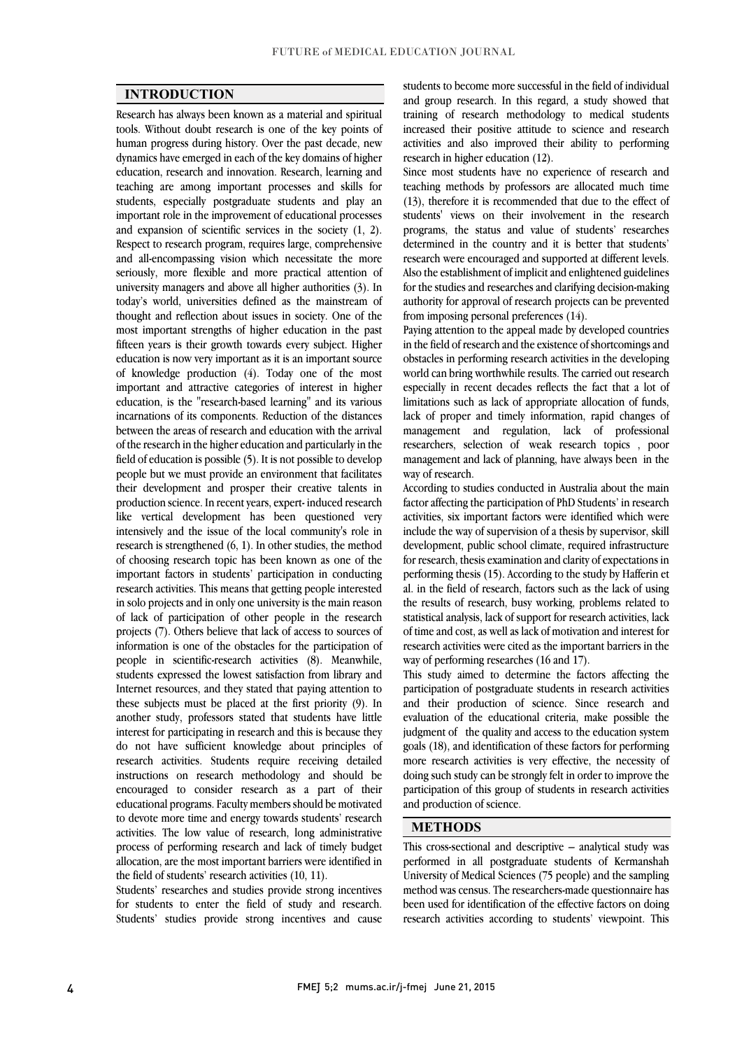## INTRODUCTION

Research has always been known as a material and spiritual tools. Without doubt research is one of the key points of human progress during history. Over the past decade, new dynamics have emerged in each of the key domains of higher education, research and innovation. Research, learning and teaching are among important processes and skills for students, especially postgraduate students and play an important role in the improvement of educational processes and expansion of scientific services in the society (1, 2). Respect to research program, requires large, comprehensive and all-encompassing vision which necessitate the more seriously, more flexible and more practical attention of university managers and above all higher authorities (3). In today's world, universities defined as the mainstream of thought and reflection about issues in society. One of the most important strengths of higher education in the past fifteen years is their growth towards every subject. Higher education is now very important as it is an important source of knowledge production (4). Today one of the most important and attractive categories of interest in higher education, is the "research-based learning" and its various incarnations of its components. Reduction of the distances between the areas of research and education with the arrival of the research in the higher education and particularly in the field of education is possible (5). It is not possible to develop people but we must provide an environment that facilitates their development and prosper their creative talents in production science. In recent years, expert- induced research like vertical development has been questioned very intensively and the issue of the local community's role in research is strengthened (6, 1). In other studies, the method of choosing research topic has been known as one of the important factors in students' participation in conducting research activities. This means that getting people interested in solo projects and in only one university is the main reason of lack of participation of other people in the research projects (7). Others believe that lack of access to sources of information is one of the obstacles for the participation of people in scientific-research activities (8). Meanwhile, students expressed the lowest satisfaction from library and Internet resources, and they stated that paying attention to these subjects must be placed at the first priority (9). In another study, professors stated that students have little interest for participating in research and this is because they do not have sufficient knowledge about principles of research activities. Students require receiving detailed instructions on research methodology and should be encouraged to consider research as a part of their educational programs. Faculty members should be motivated to devote more time and energy towards students' research activities. The low value of research, long administrative process of performing research and lack of timely budget allocation, are the most important barriers were identified in the field of students' research activities (10, 11).

Students' researches and studies provide strong incentives for students to enter the field of study and research. Students' studies provide strong incentives and cause students to become more successful in the field of individual and group research. In this regard, a study showed that training of research methodology to medical students increased their positive attitude to science and research activities and also improved their ability to performing research in higher education (12).

Since most students have no experience of research and teaching methods by professors are allocated much time (13), therefore it is recommended that due to the effect of students' views on their involvement in the research programs, the status and value of students' researches determined in the country and it is better that students' research were encouraged and supported at different levels. Also the establishment of implicit and enlightened guidelines for the studies and researches and clarifying decision-making authority for approval of research projects can be prevented from imposing personal preferences (14).

Paying attention to the appeal made by developed countries in the field of research and the existence of shortcomings and obstacles in performing research activities in the developing world can bring worthwhile results. The carried out research especially in recent decades reflects the fact that a lot of limitations such as lack of appropriate allocation of funds, lack of proper and timely information, rapid changes of management and regulation, lack of professional researchers, selection of weak research topics , poor management and lack of planning, have always been in the way of research.

According to studies conducted in Australia about the main factor affecting the participation of PhD Students' in research activities, six important factors were identified which were include the way of supervision of a thesis by supervisor, skill development, public school climate, required infrastructure for research, thesis examination and clarity of expectations in performing thesis (15). According to the study by Hafferin et al. in the field of research, factors such as the lack of using the results of research, busy working, problems related to statistical analysis, lack of support for research activities, lack of time and cost, as well as lack of motivation and interest for research activities were cited as the important barriers in the way of performing researches (16 and 17).

This study aimed to determine the factors affecting the participation of postgraduate students in research activities and their production of science. Since research and evaluation of the educational criteria, make possible the judgment of the quality and access to the education system goals (18), and identification of these factors for performing more research activities is very effective, the necessity of doing such study can be strongly felt in order to improve the participation of this group of students in research activities and production of science.

## METHODS

This cross-sectional and descriptive – analytical study was performed in all postgraduate students of Kermanshah University of Medical Sciences (75 people) and the sampling method was census. The researchers-made questionnaire has been used for identification of the effective factors on doing research activities according to students' viewpoint. This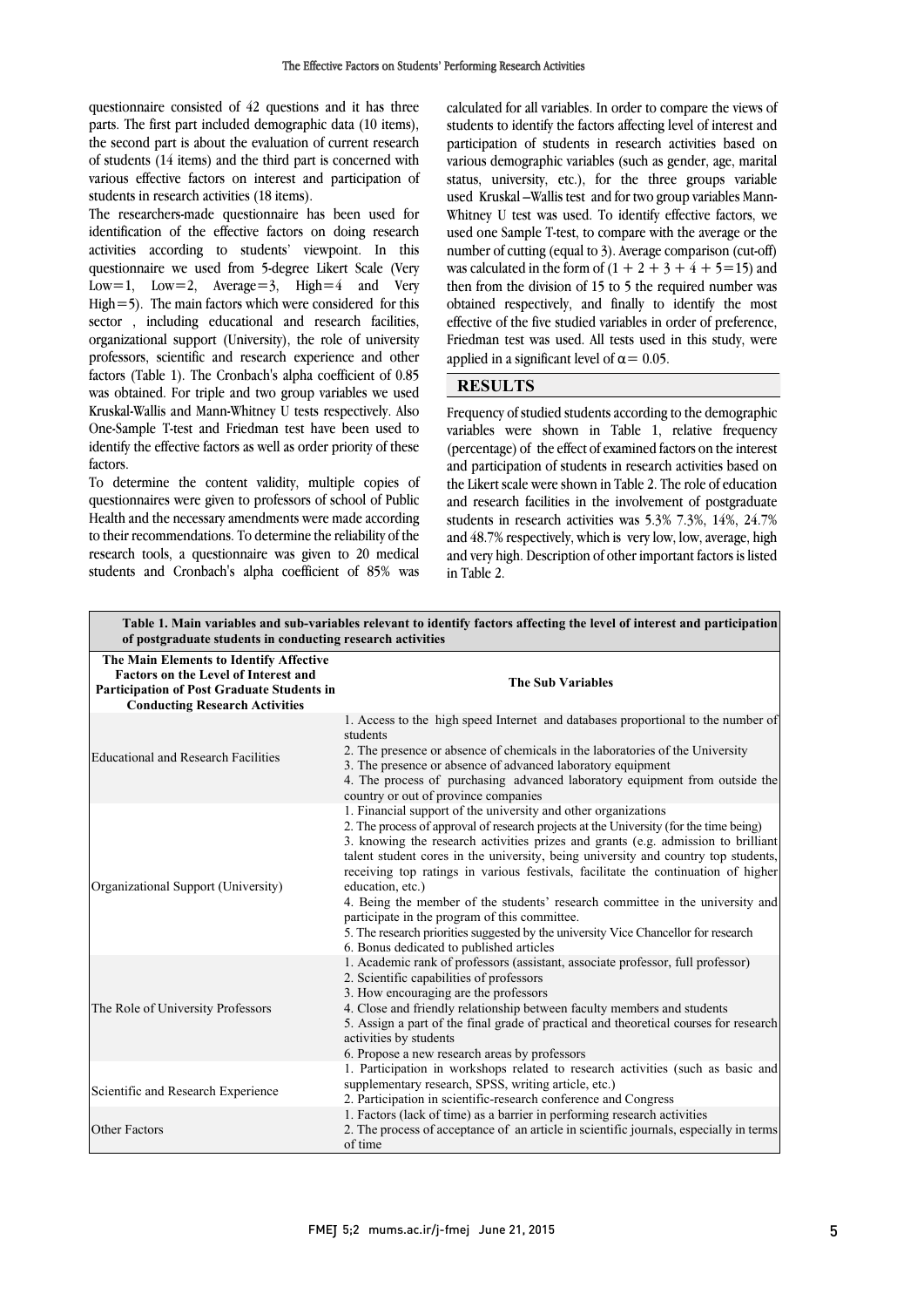questionnaire consisted of 42 questions and it has three parts. The first part included demographic data (10 items), the second part is about the evaluation of current research of students (14 items) and the third part is concerned with various effective factors on interest and participation of students in research activities (18 items).

The researchers-made questionnaire has been used for identification of the effective factors on doing research activities according to students' viewpoint. In this questionnaire we used from 5-degree Likert Scale (Very Low=1, Low=2, Average=3, High=4 and Very High=5). The main factors which were considered for this sector , including educational and research facilities, organizational support (University), the role of university professors, scientific and research experience and other factors (Table 1). The Cronbach's alpha coefficient of 0.85 was obtained. For triple and two group variables we used Kruskal-Wallis and Mann-Whitney U tests respectively. Also One-Sample T-test and Friedman test have been used to identify the effective factors as well as order priority of these factors.

To determine the content validity, multiple copies of questionnaires were given to professors of school of Public Health and the necessary amendments were made according to their recommendations. To determine the reliability of the research tools, a questionnaire was given to 20 medical students and Cronbach's alpha coefficient of 85% was calculated for all variables. In order to compare the views of students to identify the factors affecting level of interest and participation of students in research activities based on various demographic variables (such as gender, age, marital status, university, etc.), for the three groups variable used Kruskal –Wallis test and for two group variables Mann-Whitney U test was used. To identify effective factors, we used one Sample T-test, to compare with the average or the number of cutting (equal to 3). Average comparison (cut-off) was calculated in the form of $(1 + 2 + 3 + 4 + 5=15)$ and then from the division of 15 to 5 the required number was obtained respectively, and finally to identify the most effective of the five studied variables in order of preference, Friedman test was used. All tests used in this study, were applied in a significant level of $\alpha = 0.05$.

## RESULTS

Frequency of studied students according to the demographic variables were shown in Table 1, relative frequency (percentage) of the effect of examined factors on the interest and participation of students in research activities based on the Likert scale were shown in Table 2. The role of education and research facilities in the involvement of postgraduate students in research activities was 5.3% 7.3%, 14%, 24.7% and 48.7% respectively, which is very low, low, average, high and very high. Description of other important factors is listed in Table 2.

**Table 1. Main variables and sub-variables relevant to identify factors affecting the level of interest and participation of postgraduate students in conducting research activities**

| The Main Elements to Identify Affective Factors on the Level of Interest and Participation of Post Graduate Students in Conducting Research Activities | The Sub Variables |
|---|---|
| Educational and Research Facilities | 1. Access to the high speed Internet and databases proportional to the number of students<br>2. The presence or absence of chemicals in the laboratories of the University<br>3. The presence or absence of advanced laboratory equipment<br>4. The process of purchasing advanced laboratory equipment from outside the country or out of province companies |
| Organizational Support (University) | 1. Financial support of the university and other organizations<br>2. The process of approval of research projects at the University (for the time being)<br>3. knowing the research activities prizes and grants (e.g. admission to brilliant talent student cores in the university, being university and country top students, receiving top ratings in various festivals, facilitate the continuation of higher education, etc.)<br>4. Being the member of the students' research committee in the university and participate in the program of this committee.<br>5. The research priorities suggested by the university Vice Chancellor for research<br>6. Bonus dedicated to published articles |
| The Role of University Professors | 1. Academic rank of professors (assistant, associate professor, full professor)<br>2. Scientific capabilities of professors<br>3. How encouraging are the professors<br>4. Close and friendly relationship between faculty members and students<br>5. Assign a part of the final grade of practical and theoretical courses for research activities by students<br>6. Propose a new research areas by professors |
| Scientific and Research Experience | 1. Participation in workshops related to research activities (such as basic and supplementary research, SPSS, writing article, etc.)<br>2. Participation in scientific-research conference and Congress |
| Other Factors | 1. Factors (lack of time) as a barrier in performing research activities<br>2. The process of acceptance of an article in scientific journals, especially in terms of time |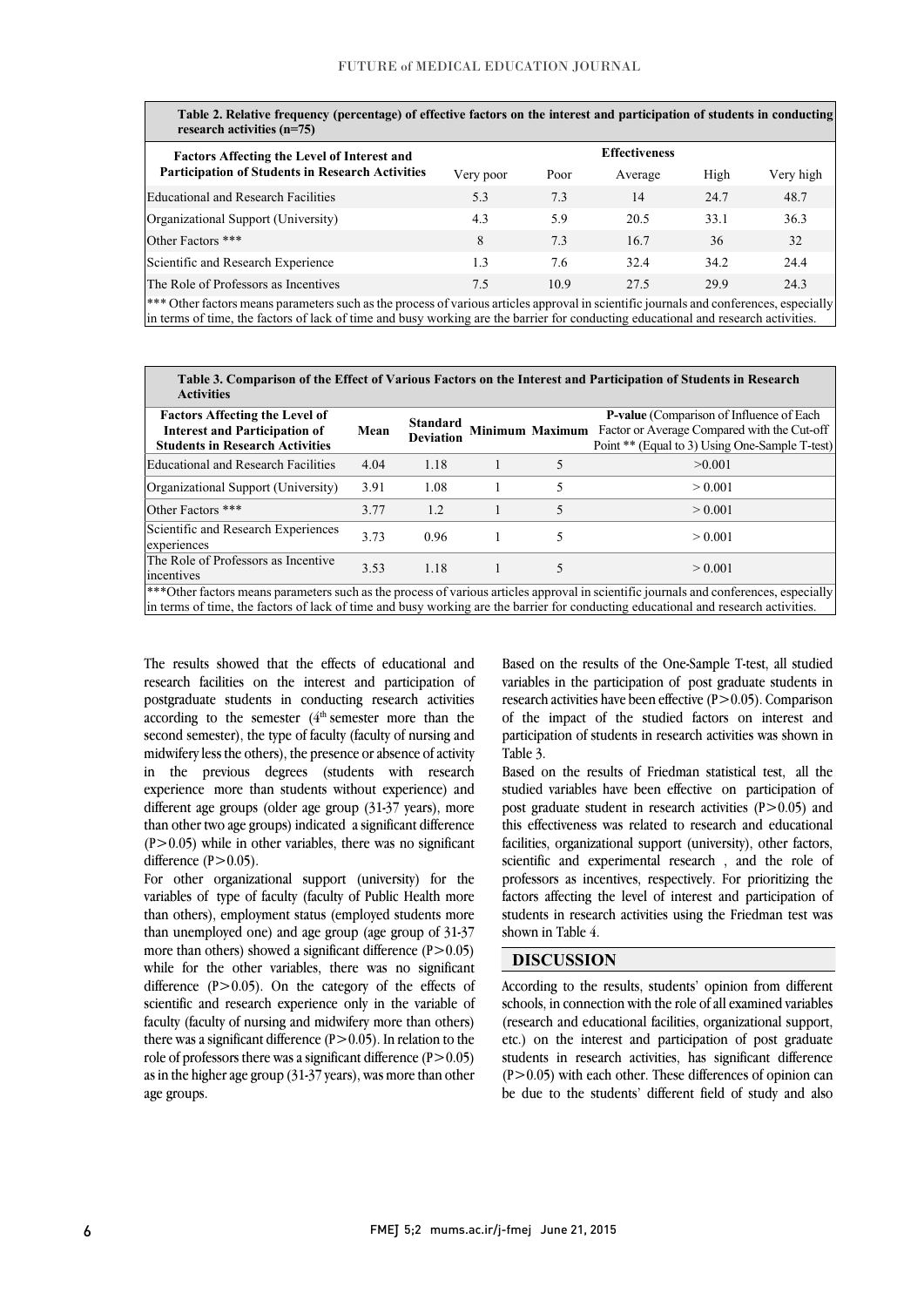**Table 2. Relative frequency (percentage) of effective factors on the interest and participation of students in conducting research activities (n=75)**

| Factors Affecting the Level of Interest and Participation of Students in Research Activities | Effectiveness | | | | |
|---|---|---|---|---|---|
| | Very poor | Poor | Average | High | Very high |
| Educational and Research Facilities | 5.3 | 7.3 | 14 | 24.7 | 48.7 |
| Organizational Support (University) | 4.3 | 5.9 | 20.5 | 33.1 | 36.3 |
| Other Factors *** | 8 | 7.3 | 16.7 | 36 | 32 |
| Scientific and Research Experience | 1.3 | 7.6 | 32.4 | 34.2 | 24.4 |
| The Role of Professors as Incentives | 7.5 | 10.9 | 27.5 | 29.9 | 24.3 |

*** Other factors means parameters such as the process of various articles approval in scientific journals and conferences, especially in terms of time, the factors of lack of time and busy working are the barrier for conducting educational and research activities.

**Table 3. Comparison of the Effect of Various Factors on the Interest and Participation of Students in Research Activities**

| Factors Affecting the Level of Interest and Participation of Students in Research Activities | Mean | Standard Deviation | Minimum | Maximum | P-value (Comparison of Influence of Each Factor or Average Compared with the Cut-off Point ** (Equal to 3) Using One-Sample T-test) |
|---|---|---|---|---|---|
| Educational and Research Facilities | 4.04 | 1.18 | 1 | 5 | >0.001 |
| Organizational Support (University) | 3.91 | 1.08 | 1 | 5 | > 0.001 |
| Other Factors *** | 3.77 | 1.2 | 1 | 5 | > 0.001 |
| Scientific and Research Experiences experiences | 3.73 | 0.96 | 1 | 5 | > 0.001 |
| The Role of Professors as Incentive incentives | 3.53 | 1.18 | 1 | 5 | > 0.001 |

***Other factors means parameters such as the process of various articles approval in scientific journals and conferences, especially in terms of time, the factors of lack of time and busy working are the barrier for conducting educational and research activities.

The results showed that the effects of educational and research facilities on the interest and participation of postgraduate students in conducting research activities according to the semester (4th semester more than the second semester), the type of faculty (faculty of nursing and midwifery less the others), the presence or absence of activity in the previous degrees (students with research experience more than students without experience) and different age groups (older age group (31-37 years), more than other two age groups) indicated a significant difference ($P>0.05$) while in other variables, there was no significant difference ($P>0.05$).

For other organizational support (university) for the variables of type of faculty (faculty of Public Health more than others), employment status (employed students more than unemployed one) and age group (age group of 31-37 more than others) showed a significant difference ($P>0.05$) while for the other variables, there was no significant difference ($P>0.05$). On the category of the effects of scientific and research experience only in the variable of faculty (faculty of nursing and midwifery more than others) there was a significant difference ($P>0.05$). In relation to the role of professors there was a significant difference ($P>0.05$) as in the higher age group (31-37 years), was more than other age groups.

Based on the results of the One-Sample T-test, all studied variables in the participation of post graduate students in research activities have been effective ($P>0.05$). Comparison of the impact of the studied factors on interest and participation of students in research activities was shown in Table 3.

Based on the results of Friedman statistical test, all the studied variables have been effective on participation of post graduate student in research activities ($P>0.05$) and this effectiveness was related to research and educational facilities, organizational support (university), other factors, scientific and experimental research , and the role of professors as incentives, respectively. For prioritizing the factors affecting the level of interest and participation of students in research activities using the Friedman test was shown in Table 4.

## DISCUSSION

According to the results, students' opinion from different schools, in connection with the role of all examined variables (research and educational facilities, organizational support, etc.) on the interest and participation of post graduate students in research activities, has significant difference ($P>0.05$) with each other. These differences of opinion can be due to the students' different field of study and also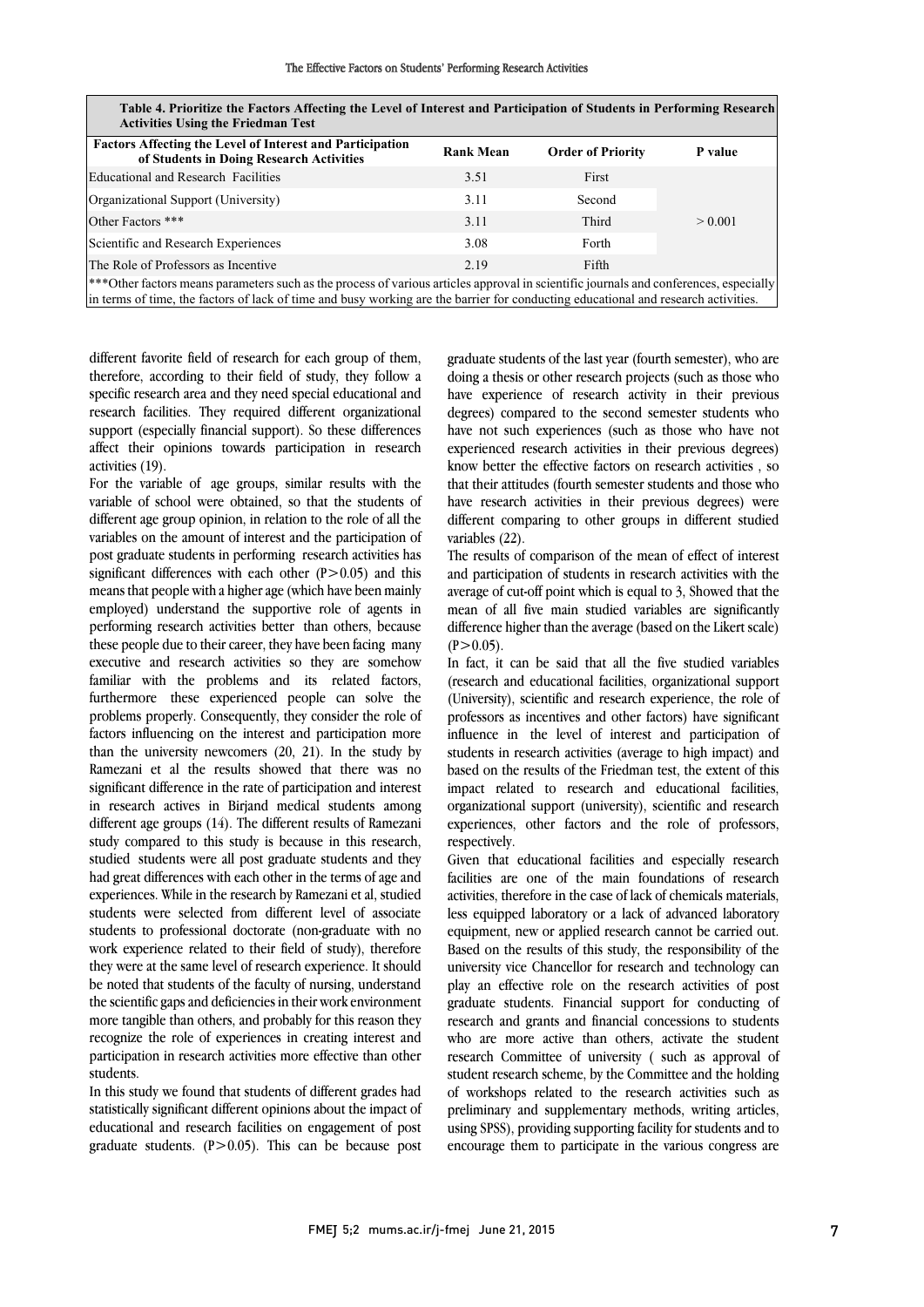**Table 4. Prioritize the Factors Affecting the Level of Interest and Participation of Students in Performing Research Activities Using the Friedman Test**

| Factors Affecting the Level of Interest and Participation of Students in Doing Research Activities | Rank Mean | Order of Priority | P value |
|---|---|---|---|
| Educational and Research Facilities | 3.51 | First | > 0.001 |
| Organizational Support (University) | 3.11 | Second | |
| Other Factors *** | 3.11 | Third | |
| Scientific and Research Experiences | 3.08 | Forth | |
| The Role of Professors as Incentive | 2.19 | Fifth | |

***Other factors means parameters such as the process of various articles approval in scientific journals and conferences, especially in terms of time, the factors of lack of time and busy working are the barrier for conducting educational and research activities.

different favorite field of research for each group of them, therefore, according to their field of study, they follow a specific research area and they need special educational and research facilities. They required different organizational support (especially financial support). So these differences affect their opinions towards participation in research activities (19).

For the variable of age groups, similar results with the variable of school were obtained, so that the students of different age group opinion, in relation to the role of all the variables on the amount of interest and the participation of post graduate students in performing research activities has significant differences with each other (P>0.05) and this means that people with a higher age (which have been mainly employed) understand the supportive role of agents in performing research activities better than others, because these people due to their career, they have been facing many executive and research activities so they are somehow familiar with the problems and its related factors, furthermore these experienced people can solve the problems properly. Consequently, they consider the role of factors influencing on the interest and participation more than the university newcomers (20, 21). In the study by Ramezani et al the results showed that there was no significant difference in the rate of participation and interest in research actives in Birjand medical students among different age groups (14). The different results of Ramezani study compared to this study is because in this research, studied students were all post graduate students and they had great differences with each other in the terms of age and experiences. While in the research by Ramezani et al, studied students were selected from different level of associate students to professional doctorate (non-graduate with no work experience related to their field of study), therefore they were at the same level of research experience. It should be noted that students of the faculty of nursing, understand the scientific gaps and deficiencies in their work environment more tangible than others, and probably for this reason they recognize the role of experiences in creating interest and participation in research activities more effective than other students.

In this study we found that students of different grades had statistically significant different opinions about the impact of educational and research facilities on engagement of post graduate students. (P>0.05). This can be because post graduate students of the last year (fourth semester), who are doing a thesis or other research projects (such as those who have experience of research activity in their previous degrees) compared to the second semester students who have not such experiences (such as those who have not experienced research activities in their previous degrees) know better the effective factors on research activities , so that their attitudes (fourth semester students and those who have research activities in their previous degrees) were different comparing to other groups in different studied variables (22).

The results of comparison of the mean of effect of interest and participation of students in research activities with the average of cut-off point which is equal to 3, Showed that the mean of all five main studied variables are significantly difference higher than the average (based on the Likert scale) (P>0.05).

In fact, it can be said that all the five studied variables (research and educational facilities, organizational support (University), scientific and research experience, the role of professors as incentives and other factors) have significant influence in the level of interest and participation of students in research activities (average to high impact) and based on the results of the Friedman test, the extent of this impact related to research and educational facilities, organizational support (university), scientific and research experiences, other factors and the role of professors, respectively.

Given that educational facilities and especially research facilities are one of the main foundations of research activities, therefore in the case of lack of chemicals materials, less equipped laboratory or a lack of advanced laboratory equipment, new or applied research cannot be carried out. Based on the results of this study, the responsibility of the university vice Chancellor for research and technology can play an effective role on the research activities of post graduate students. Financial support for conducting of research and grants and financial concessions to students who are more active than others, activate the student research Committee of university ( such as approval of student research scheme, by the Committee and the holding of workshops related to the research activities such as preliminary and supplementary methods, writing articles, using SPSS), providing supporting facility for students and to encourage them to participate in the various congress are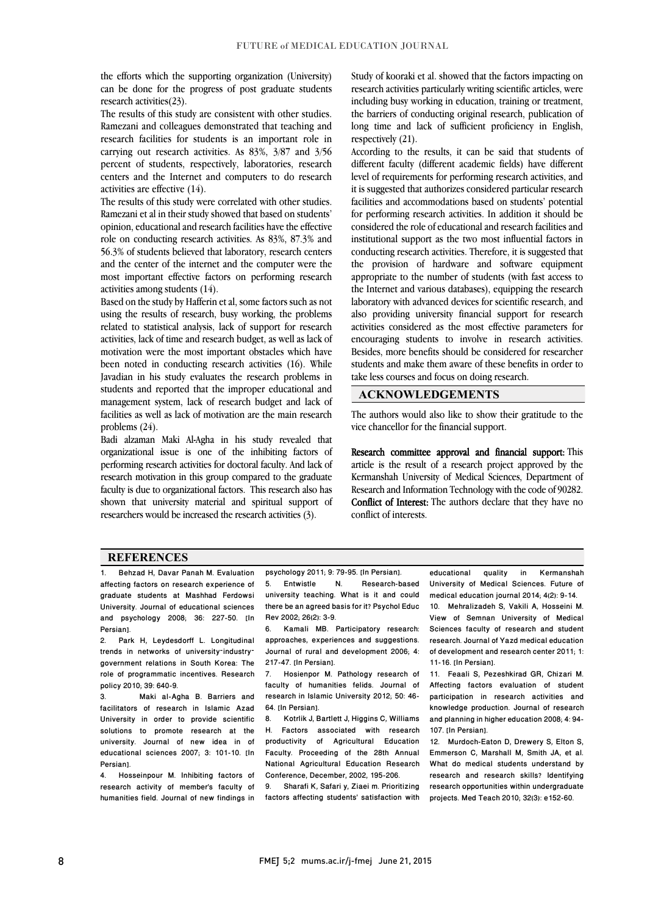the efforts which the supporting organization (University) can be done for the progress of post graduate students research activities(23).

The results of this study are consistent with other studies. Ramezani and colleagues demonstrated that teaching and research facilities for students is an important role in carrying out research activities. As 83%, 3/87 and 3/56 percent of students, respectively, laboratories, research centers and the Internet and computers to do research activities are effective (14).

The results of this study were correlated with other studies. Ramezani et al in their study showed that based on students' opinion, educational and research facilities have the effective role on conducting research activities. As 83%, 87.3% and 56.3% of students believed that laboratory, research centers and the center of the internet and the computer were the most important effective factors on performing research activities among students (14).

Based on the study by Hafferin et al, some factors such as not using the results of research, busy working, the problems related to statistical analysis, lack of support for research activities, lack of time and research budget, as well as lack of motivation were the most important obstacles which have been noted in conducting research activities (16). While Javadian in his study evaluates the research problems in students and reported that the improper educational and management system, lack of research budget and lack of facilities as well as lack of motivation are the main research problems (24).

Badi alzaman Maki Al-Agha in his study revealed that organizational issue is one of the inhibiting factors of performing research activities for doctoral faculty. And lack of research motivation in this group compared to the graduate faculty is due to organizational factors. This research also has shown that university material and spiritual support of researchers would be increased the research activities (3).

Study of kooraki et al. showed that the factors impacting on research activities particularly writing scientific articles, were including busy working in education, training or treatment, the barriers of conducting original research, publication of long time and lack of sufficient proficiency in English, respectively (21).

According to the results, it can be said that students of different faculty (different academic fields) have different level of requirements for performing research activities, and it is suggested that authorizes considered particular research facilities and accommodations based on students' potential for performing research activities. In addition it should be considered the role of educational and research facilities and institutional support as the two most influential factors in conducting research activities. Therefore, it is suggested that the provision of hardware and software equipment appropriate to the number of students (with fast access to the Internet and various databases), equipping the research laboratory with advanced devices for scientific research, and also providing university financial support for research activities considered as the most effective parameters for encouraging students to involve in research activities. Besides, more benefits should be considered for researcher students and make them aware of these benefits in order to take less courses and focus on doing research.

## ACKNOWLEDGEMENTS

The authors would also like to show their gratitude to the vice chancellor for the financial support.

**Research committee approval and financial support:** This article is the result of a research project approved by the Kermanshah University of Medical Sciences, Department of Research and Information Technology with the code of 90282.
**Conflict of Interest:** The authors declare that they have no conflict of interests.

## REFERENCES

1. Behzad H, Davar Panah M. Evaluation affecting factors on research experience of graduate students at Mashhad Ferdowsi University. Journal of educational sciences and psychology 2008; 36: 227-50. [In Persian].
2. Park H, Leydesdorff L. Longitudinal trends in networks of university-industry-government relations in South Korea: The role of programmatic incentives. Research policy 2010; 39: 640-9.
3. Maki al-Agha B. Barriers and facilitators of research in Islamic Azad University in order to provide scientific solutions to promote research at the university. Journal of new idea in educational sciences 2007; 3: 101-10. [In Persian].
4. Hosseinpour M. Inhibiting factors of research activity of member's faculty of humanities field. Journal of new findings in psychology 2011; 9: 79-95. [In Persian].
5. Entwistle N. Research-based university teaching. What is it and could there be an agreed basis for it? Psychol Educ Rev 2002; 26(2): 3-9.
6. Kamali MB. Participatory research: approaches, experiences and suggestions. Journal of rural and development 2006; 4: 217-47. [In Persian].
7. Hosienpor M. Pathology research of faculty of humanities felids. Journal of research in Islamic University 2012; 50: 46-64. [In Persian].
8. Kotrlik J, Bartlett J, Higgins C, Williams H. Factors associated with research productivity of Agricultural Education Faculty. Proceeding of the 28th Annual National Agricultural Education Research Conference, December, 2002, 195-206.
9. Sharafi K, Safari y, Ziaei m. Prioritizing factors affecting students' satisfaction with educational quality in Kermanshah University of Medical Sciences. Future of medical education journal 2014; 4(2): 9-14.
10. Mehralizadeh S, Vakili A, Hosseini M. View of Semnan University of Medical Sciences faculty of research and student research. Journal of Yazd medical education of development and research center 2011; 1: 11-16. [In Persian].
11. Feaali S, Pezeshkirad GR, Chizari M. Affecting factors evaluation of student participation in research activities and knowledge production. Journal of research and planning in higher education 2008; 4: 94-107. [In Persian].
12. Murdoch-Eaton D, Drewery S, Elton S, Emmerson C, Marshall M, Smith JA, et al. What do medical students understand by research and research skills? Identifying research opportunities within undergraduate projects. Med Teach 2010; 32(3): e152-60.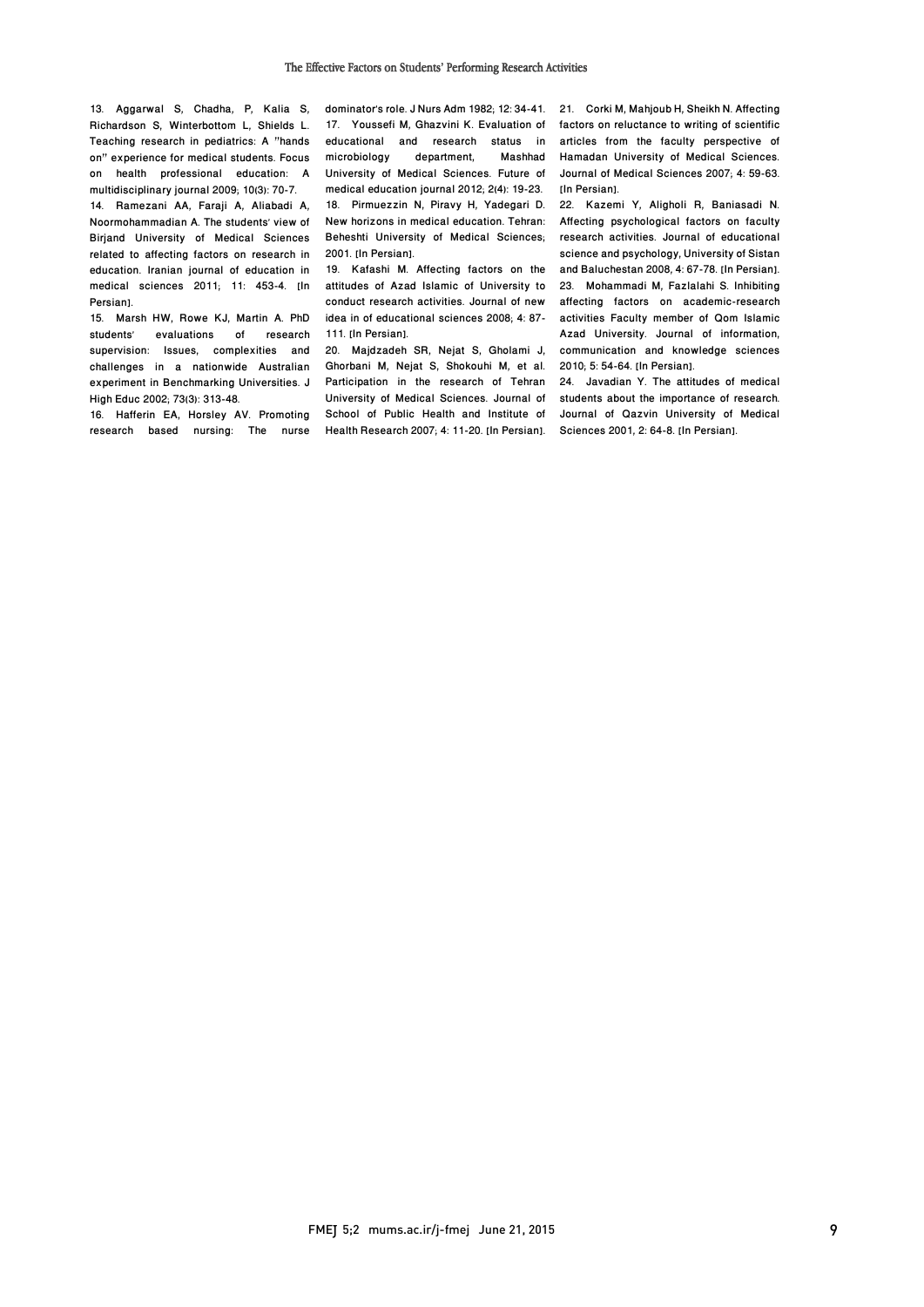13. Aggarwal S, Chadha, P, Kalia S, Richardson S, Winterbottom L, Shields L. Teaching research in pediatrics: A "hands on" experience for medical students. Focus on health professional education: A multidisciplinary journal 2009; 10(3): 70-7.

14. Ramezani AA, Faraji A, Aliabadi A, Noormohammadian A. The students' view of Birjand University of Medical Sciences related to affecting factors on research in education. Iranian journal of education in medical sciences 2011; 11: 453-4. [In Persian].

15. Marsh HW, Rowe KJ, Martin A. PhD students' evaluations of research supervision: Issues, complexities and challenges in a nationwide Australian experiment in Benchmarking Universities. J High Educ 2002; 73(3): 313-48.

16. Hafferin EA, Horsley AV. Promoting research based nursing: The nurse dominator's role. J Nurs Adm 1982; 12: 34-41.

17. Youssefi M, Ghazvini K. Evaluation of educational and research status in microbiology department, Mashhad University of Medical Sciences. Future of medical education journal 2012; 2(4): 19-23.

18. Pirmuezzin N, Piravy H, Yadegari D. New horizons in medical education. Tehran: Beheshti University of Medical Sciences; 2001. [In Persian].

19. Kafashi M. Affecting factors on the attitudes of Azad Islamic of University to conduct research activities. Journal of new idea in of educational sciences 2008; 4: 87-111. [In Persian].

20. Majdzadeh SR, Nejat S, Gholami J, Ghorbani M, Nejat S, Shokouhi M, et al. Participation in the research of Tehran University of Medical Sciences. Journal of School of Public Health and Institute of Health Research 2007; 4: 11-20. [In Persian].

21. Corki M, Mahjoub H, Sheikh N. Affecting factors on reluctance to writing of scientific articles from the faculty perspective of Hamadan University of Medical Sciences. Journal of Medical Sciences 2007; 4: 59-63. [In Persian].

22. Kazemi Y, Aligholi R, Baniasadi N. Affecting psychological factors on faculty research activities. Journal of educational science and psychology, University of Sistan and Baluchestan 2008, 4: 67-78. [In Persian].

23. Mohammadi M, Fazlalahi S. Inhibiting affecting factors on academic-research activities Faculty member of Qom Islamic Azad University. Journal of information, communication and knowledge sciences 2010; 5: 54-64. [In Persian].

24. Javadian Y. The attitudes of medical students about the importance of research. Journal of Qazvin University of Medical Sciences 2001, 2: 64-8. [In Persian].